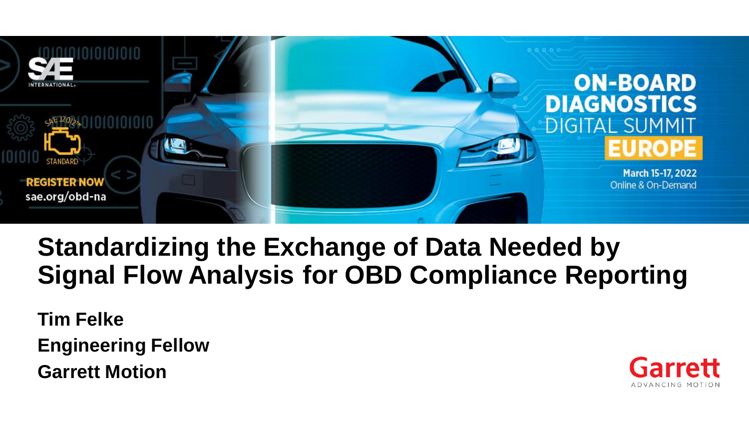# Standardizing the Exchange of Data Needed by Signal Flow Analysis for OBD Compliance Reporting

**Tim Felke**

**Engineering Fellow**

**Garrett Motion**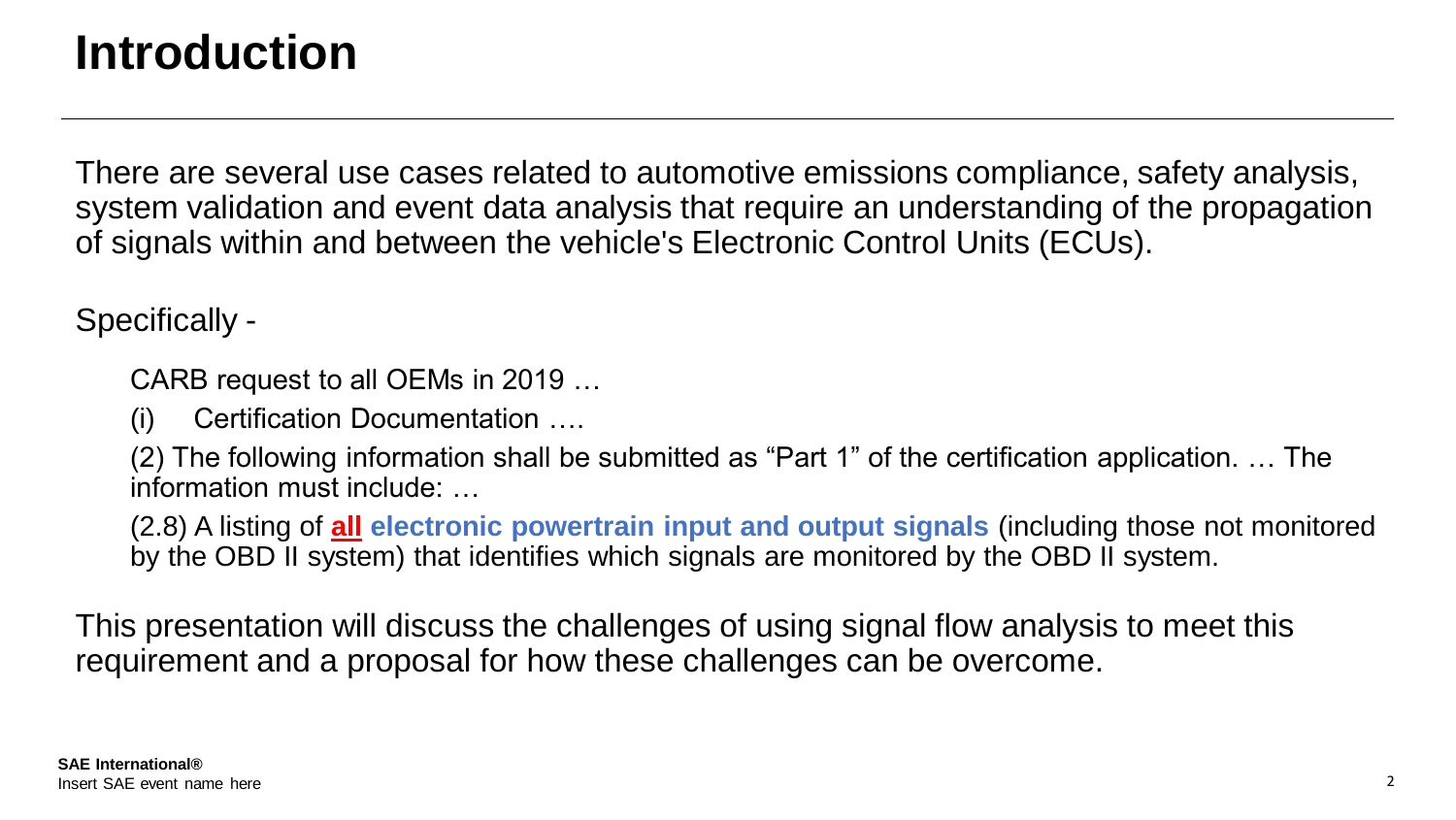# Introduction

There are several use cases related to automotive emissions compliance, safety analysis, system validation and event data analysis that require an understanding of the propagation of signals within and between the vehicle's Electronic Control Units (ECUs).

Specifically -

> CARB request to all OEMs in 2019 …
>
> (i) Certification Documentation ….
>
> (2) The following information shall be submitted as "Part 1" of the certification application. … The information must include: …
>
> (2.8) A listing of **all** **electronic powertrain input and output signals** (including those not monitored by the OBD II system) that identifies which signals are monitored by the OBD II system.

This presentation will discuss the challenges of using signal flow analysis to meet this requirement and a proposal for how these challenges can be overcome.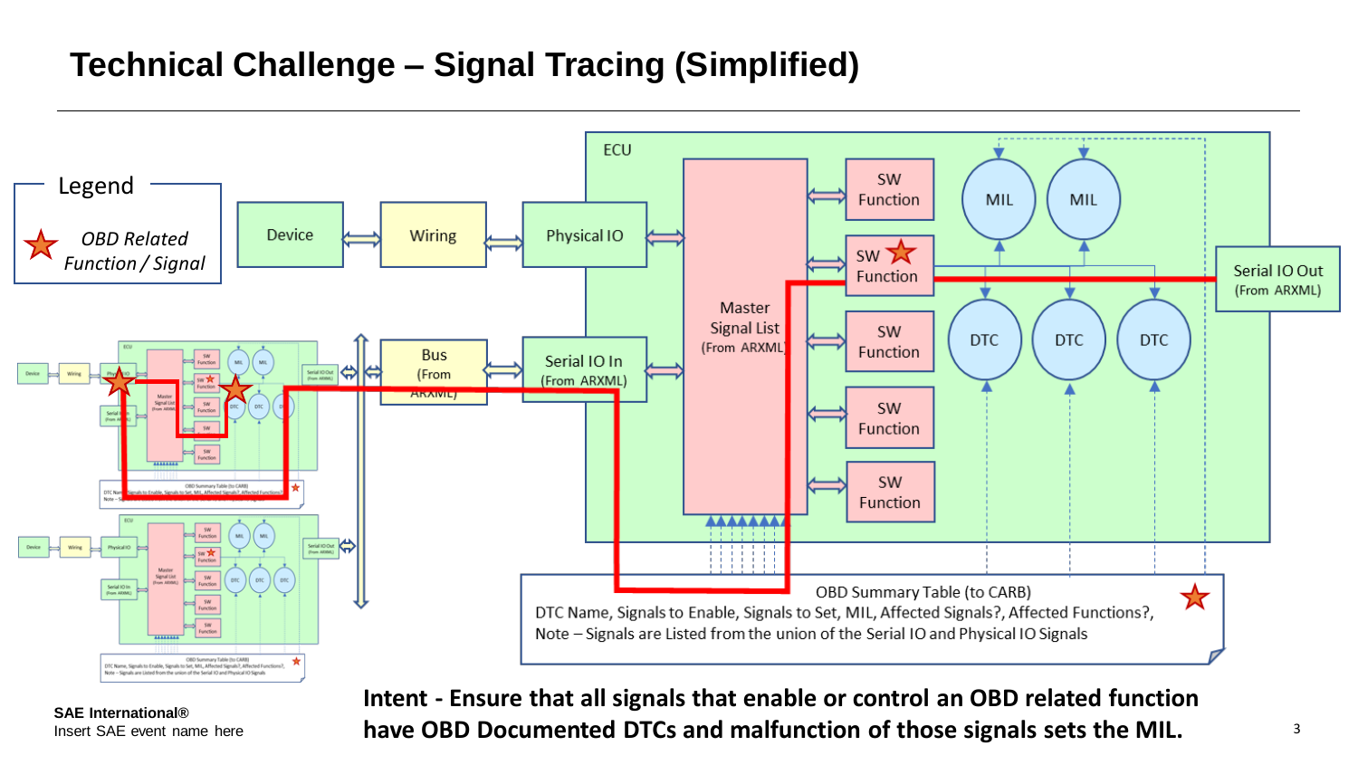# Technical Challenge – Signal Tracing (Simplified)

Legend

★ *OBD Related Function / Signal*

Device

Wiring

Physical IO

Bus (From ARXML)

Serial IO In (From ARXML)

ECU

Master Signal List (From ARXML)

SW Function

SW ★ Function

SW Function

SW Function

SW Function

MIL

MIL

DTC

DTC

DTC

Serial IO Out (From ARXML)

OBD Summary Table (to CARB) ★

DTC Name, Signals to Enable, Signals to Set, MIL, Affected Signals?, Affected Functions?,
Note – Signals are Listed from the union of the Serial IO and Physical IO Signals

**Intent - Ensure that all signals that enable or control an OBD related function have OBD Documented DTCs and malfunction of those signals sets the MIL.**

SAE International®
Insert SAE event name here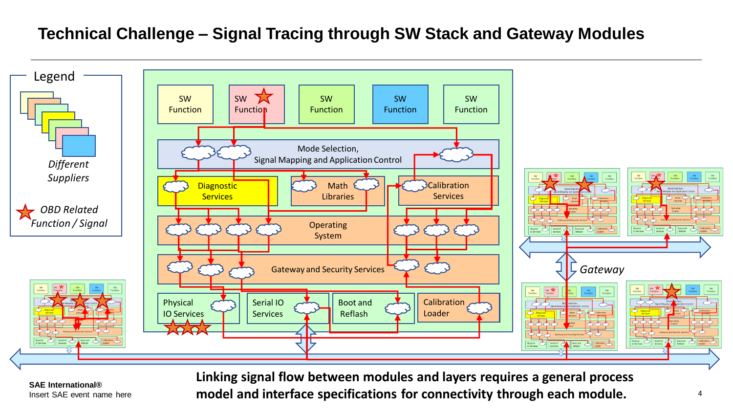# Technical Challenge – Signal Tracing through SW Stack and Gateway Modules

**Legend**

*Different Suppliers*

*OBD Related Function / Signal*

SW Function | SW Function | SW Function | SW Function | SW Function

Mode Selection, Signal Mapping and Application Control

Diagnostic Services

Math Libraries

Calibration Services

Operating System

Gateway and Security Services

Physical IO Services

Serial IO Services

Boot and Reflash

Calibration Loader

*Gateway*

**Linking signal flow between modules and layers requires a general process model and interface specifications for connectivity through each module.**

**SAE International®**
Insert SAE event name here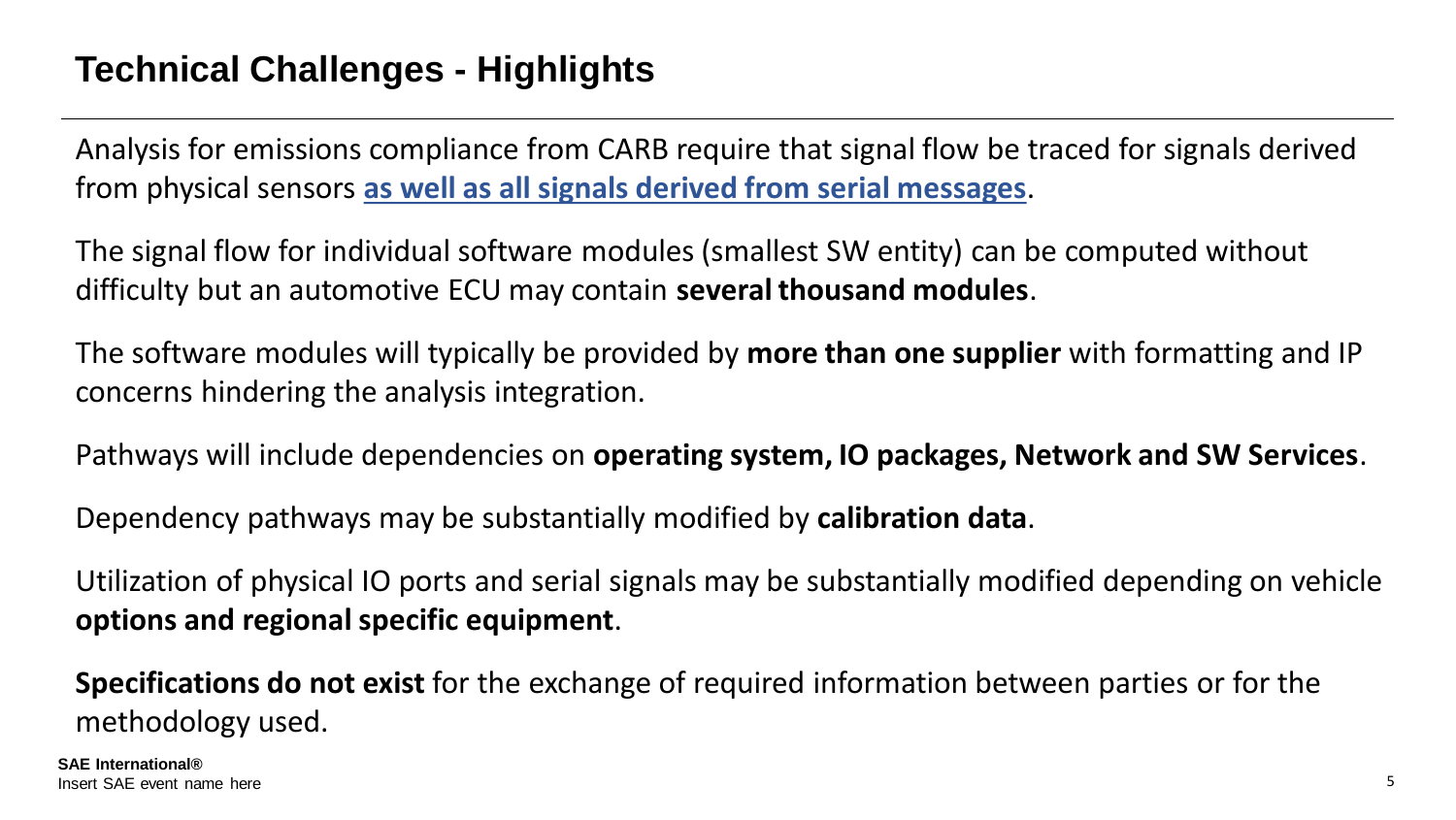# Technical Challenges - Highlights

Analysis for emissions compliance from CARB require that signal flow be traced for signals derived from physical sensors **as well as all signals derived from serial messages**.

The signal flow for individual software modules (smallest SW entity) can be computed without difficulty but an automotive ECU may contain **several thousand modules**.

The software modules will typically be provided by **more than one supplier** with formatting and IP concerns hindering the analysis integration.

Pathways will include dependencies on **operating system, IO packages, Network and SW Services**.

Dependency pathways may be substantially modified by **calibration data**.

Utilization of physical IO ports and serial signals may be substantially modified depending on vehicle **options and regional specific equipment**.

**Specifications do not exist** for the exchange of required information between parties or for the methodology used.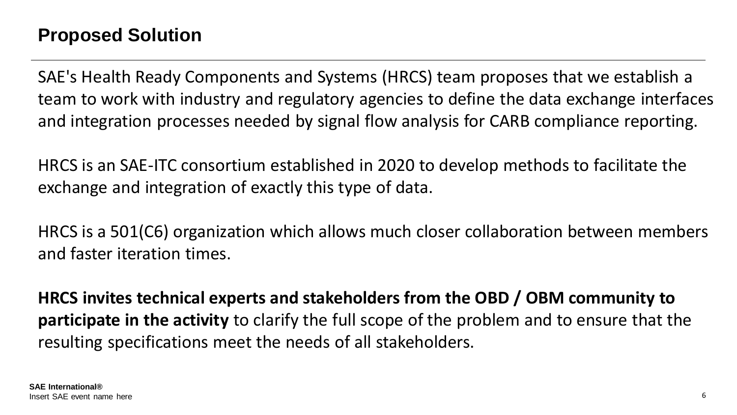## Proposed Solution

SAE's Health Ready Components and Systems (HRCS) team proposes that we establish a team to work with industry and regulatory agencies to define the data exchange interfaces and integration processes needed by signal flow analysis for CARB compliance reporting.

HRCS is an SAE-ITC consortium established in 2020 to develop methods to facilitate the exchange and integration of exactly this type of data.

HRCS is a 501(C6) organization which allows much closer collaboration between members and faster iteration times.

**HRCS invites technical experts and stakeholders from the OBD / OBM community to participate in the activity** to clarify the full scope of the problem and to ensure that the resulting specifications meet the needs of all stakeholders.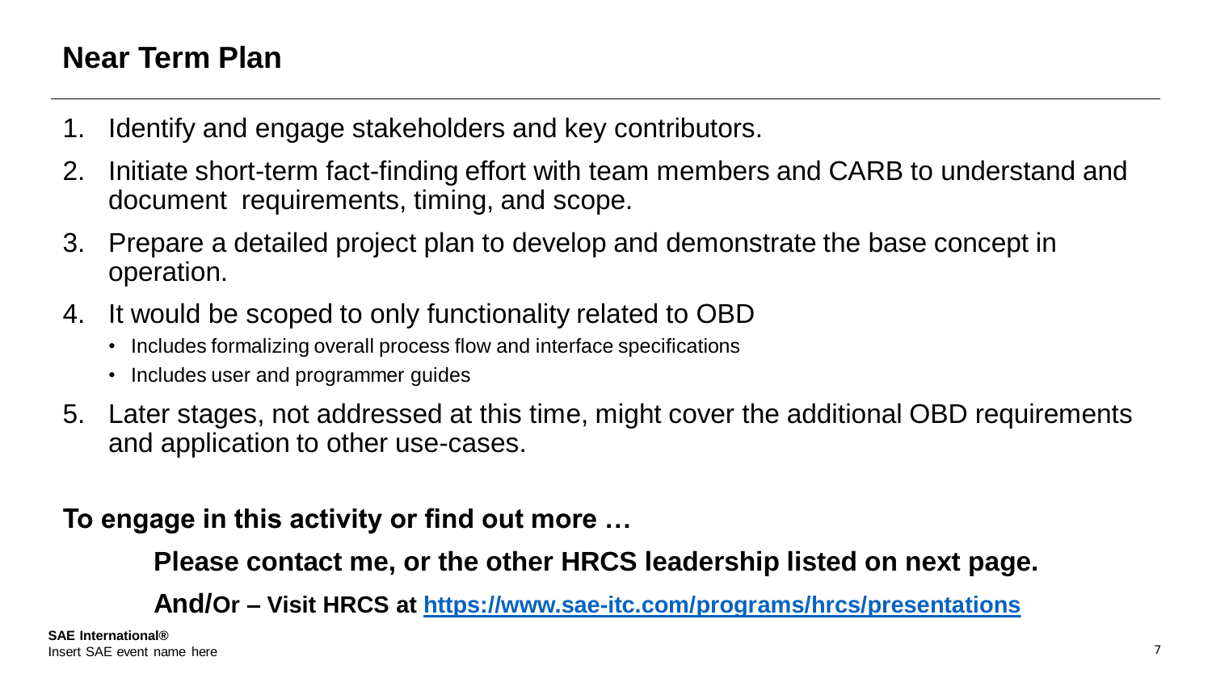## Near Term Plan

1. Identify and engage stakeholders and key contributors.
2. Initiate short-term fact-finding effort with team members and CARB to understand and document requirements, timing, and scope.
3. Prepare a detailed project plan to develop and demonstrate the base concept in operation.
4. It would be scoped to only functionality related to OBD
   - Includes formalizing overall process flow and interface specifications
   - Includes user and programmer guides
5. Later stages, not addressed at this time, might cover the additional OBD requirements and application to other use-cases.

**To engage in this activity or find out more …**

**Please contact me, or the other HRCS leadership listed on next page.**

**And/Or – Visit HRCS at [https://www.sae-itc.com/programs/hrcs/presentations](https://www.sae-itc.com/programs/hrcs/presentations)**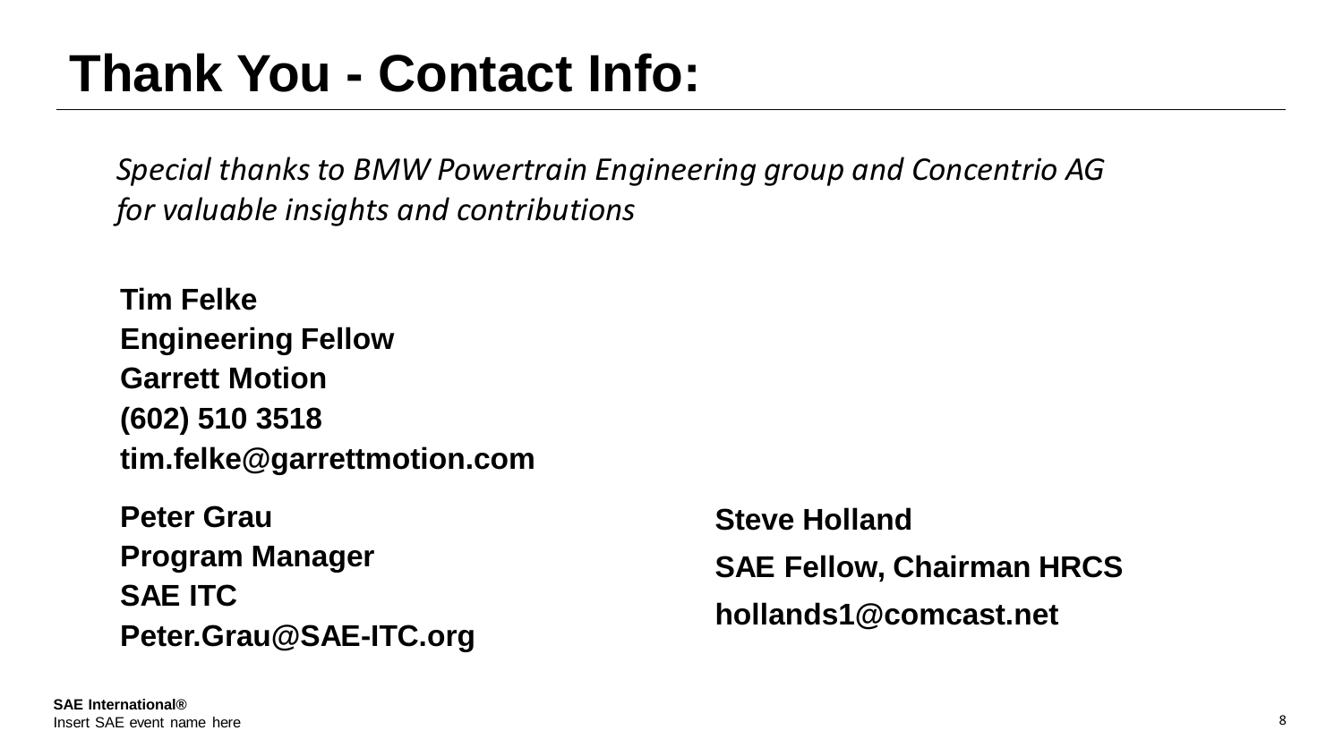# Thank You - Contact Info:

*Special thanks to BMW Powertrain Engineering group and Concentrio AG for valuable insights and contributions*

**Tim Felke**
**Engineering Fellow**
**Garrett Motion**
**(602) 510 3518**
**tim.felke@garrettmotion.com**

**Peter Grau**
**Program Manager**
**SAE ITC**
**Peter.Grau@SAE-ITC.org**

**Steve Holland**
**SAE Fellow, Chairman HRCS**
**hollands1@comcast.net**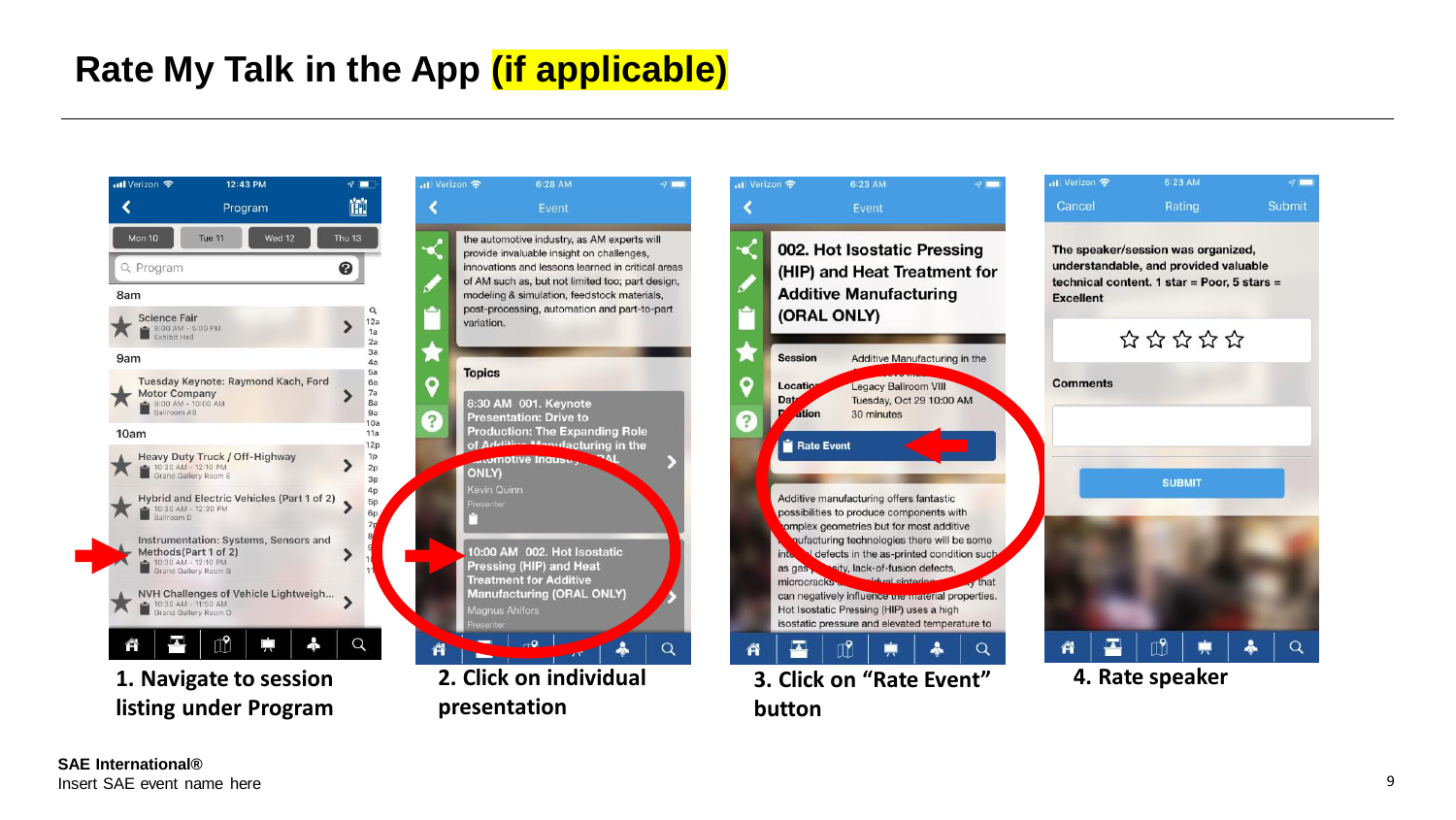# Rate My Talk in the App (if applicable)

1. Navigate to session listing under Program

2. Click on individual presentation

3. Click on "Rate Event" button

4. Rate speaker

SAE International®
Insert SAE event name here